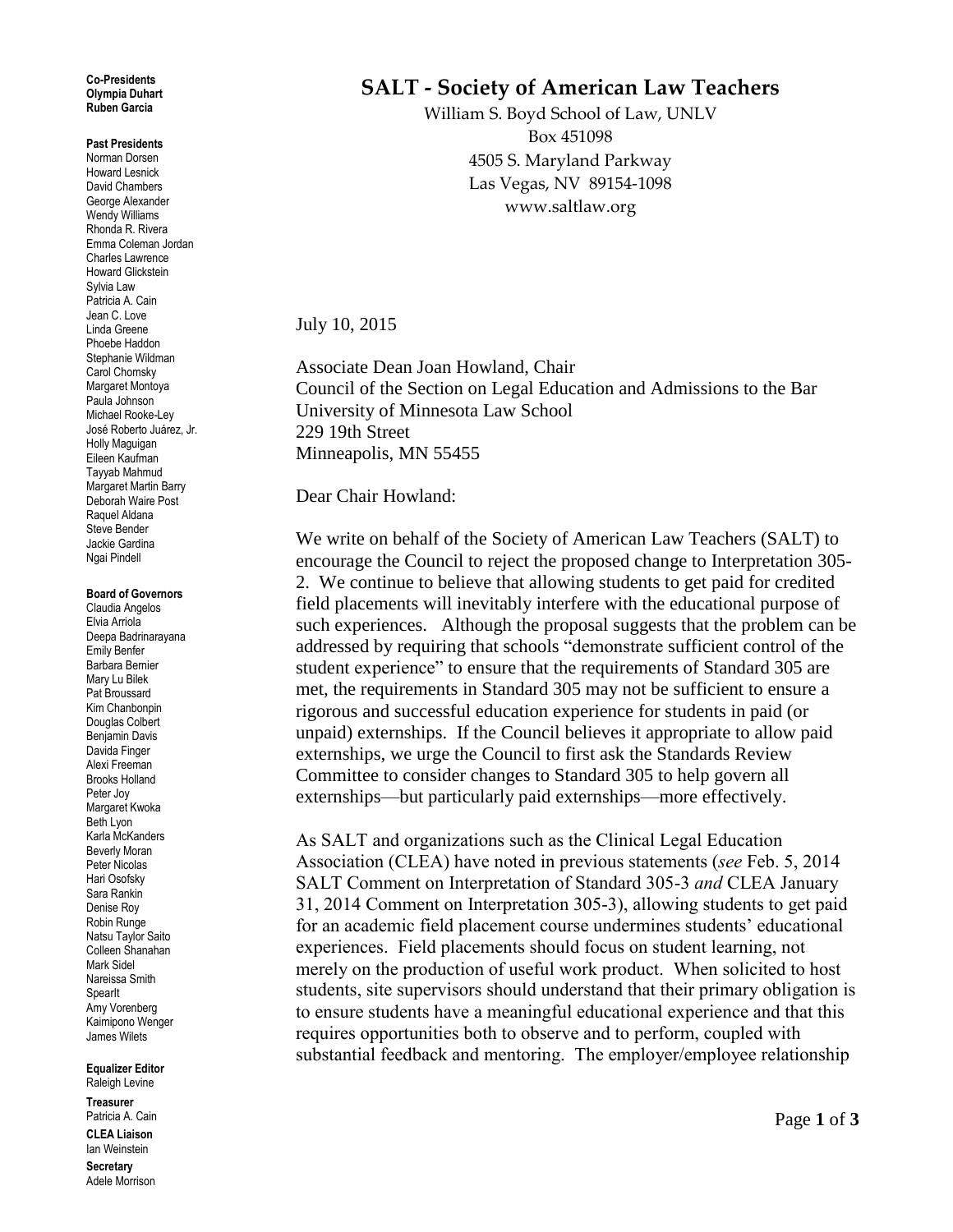**Co-Presidents**
Olympia Duhart
Ruben Garcia

**Past Presidents**
Norman Dorsen
Howard Lesnick
David Chambers
George Alexander
Wendy Williams
Rhonda R. Rivera
Emma Coleman Jordan
Charles Lawrence
Howard Glickstein
Sylvia Law
Patricia A. Cain
Jean C. Love
Linda Greene
Phoebe Haddon
Stephanie Wildman
Carol Chomsky
Margaret Montoya
Paula Johnson
Michael Rooke-Ley
José Roberto Juárez, Jr.
Holly Maguigan
Eileen Kaufman
Tayyab Mahmud
Margaret Martin Barry
Deborah Waire Post
Raquel Aldana
Steve Bender
Jackie Gardina
Ngai Pindell

**Board of Governors**
Claudia Angelos
Elvia Arriola
Deepa Badrinarayana
Emily Benfer
Barbara Bernier
Mary Lu Bilek
Pat Broussard
Kim Chanbonpin
Douglas Colbert
Benjamin Davis
Davida Finger
Alexi Freeman
Brooks Holland
Peter Joy
Margaret Kwoka
Beth Lyon
Karla McKanders
Beverly Moran
Peter Nicolas
Hari Osofsky
Sara Rankin
Denise Roy
Robin Runge
Natsu Taylor Saito
Colleen Shanahan
Mark Sidel
Nareissa Smith
SpearIt
Amy Vorenberg
Kaimipono Wenger
James Wilets

**Equalizer Editor**
Raleigh Levine

**Treasurer**
Patricia A. Cain

**CLEA Liaison**
Ian Weinstein

**Secretary**
Adele Morrison

# SALT - Society of American Law Teachers

William S. Boyd School of Law, UNLV
Box 451098
4505 S. Maryland Parkway
Las Vegas, NV 89154-1098
www.saltlaw.org

July 10, 2015

Associate Dean Joan Howland, Chair
Council of the Section on Legal Education and Admissions to the Bar
University of Minnesota Law School
229 19th Street
Minneapolis, MN 55455

Dear Chair Howland:

We write on behalf of the Society of American Law Teachers (SALT) to encourage the Council to reject the proposed change to Interpretation 305-2. We continue to believe that allowing students to get paid for credited field placements will inevitably interfere with the educational purpose of such experiences. Although the proposal suggests that the problem can be addressed by requiring that schools "demonstrate sufficient control of the student experience" to ensure that the requirements of Standard 305 are met, the requirements in Standard 305 may not be sufficient to ensure a rigorous and successful education experience for students in paid (or unpaid) externships. If the Council believes it appropriate to allow paid externships, we urge the Council to first ask the Standards Review Committee to consider changes to Standard 305 to help govern all externships—but particularly paid externships—more effectively.

As SALT and organizations such as the Clinical Legal Education Association (CLEA) have noted in previous statements (*see* Feb. 5, 2014 SALT Comment on Interpretation of Standard 305-3 *and* CLEA January 31, 2014 Comment on Interpretation 305-3), allowing students to get paid for an academic field placement course undermines students' educational experiences. Field placements should focus on student learning, not merely on the production of useful work product. When solicited to host students, site supervisors should understand that their primary obligation is to ensure students have a meaningful educational experience and that this requires opportunities both to observe and to perform, coupled with substantial feedback and mentoring. The employer/employee relationship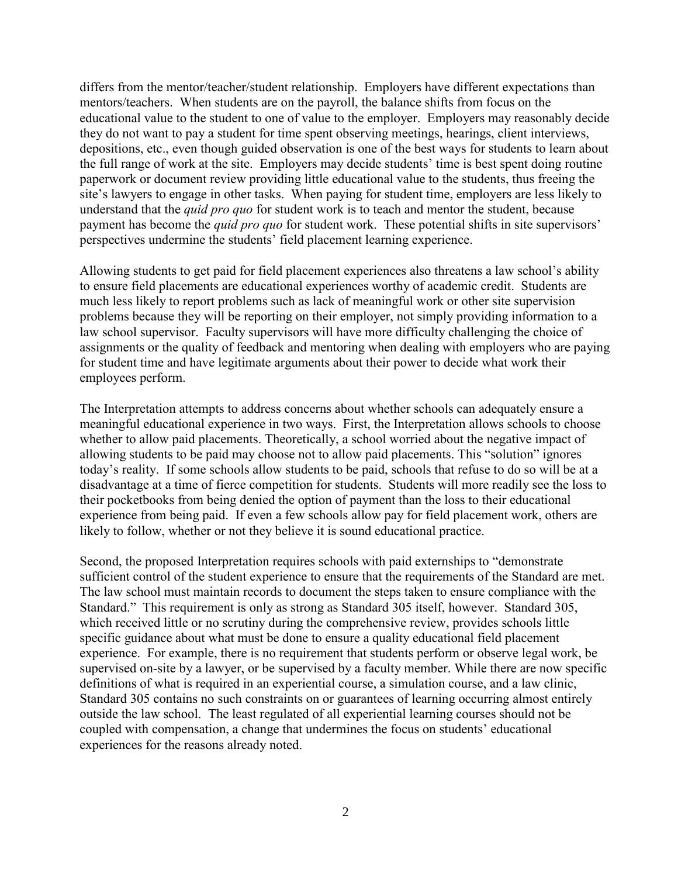differs from the mentor/teacher/student relationship. Employers have different expectations than mentors/teachers. When students are on the payroll, the balance shifts from focus on the educational value to the student to one of value to the employer. Employers may reasonably decide they do not want to pay a student for time spent observing meetings, hearings, client interviews, depositions, etc., even though guided observation is one of the best ways for students to learn about the full range of work at the site. Employers may decide students' time is best spent doing routine paperwork or document review providing little educational value to the students, thus freeing the site's lawyers to engage in other tasks. When paying for student time, employers are less likely to understand that the *quid pro quo* for student work is to teach and mentor the student, because payment has become the *quid pro quo* for student work. These potential shifts in site supervisors' perspectives undermine the students' field placement learning experience.

Allowing students to get paid for field placement experiences also threatens a law school's ability to ensure field placements are educational experiences worthy of academic credit. Students are much less likely to report problems such as lack of meaningful work or other site supervision problems because they will be reporting on their employer, not simply providing information to a law school supervisor. Faculty supervisors will have more difficulty challenging the choice of assignments or the quality of feedback and mentoring when dealing with employers who are paying for student time and have legitimate arguments about their power to decide what work their employees perform.

The Interpretation attempts to address concerns about whether schools can adequately ensure a meaningful educational experience in two ways. First, the Interpretation allows schools to choose whether to allow paid placements. Theoretically, a school worried about the negative impact of allowing students to be paid may choose not to allow paid placements. This "solution" ignores today's reality. If some schools allow students to be paid, schools that refuse to do so will be at a disadvantage at a time of fierce competition for students. Students will more readily see the loss to their pocketbooks from being denied the option of payment than the loss to their educational experience from being paid. If even a few schools allow pay for field placement work, others are likely to follow, whether or not they believe it is sound educational practice.

Second, the proposed Interpretation requires schools with paid externships to "demonstrate sufficient control of the student experience to ensure that the requirements of the Standard are met. The law school must maintain records to document the steps taken to ensure compliance with the Standard." This requirement is only as strong as Standard 305 itself, however. Standard 305, which received little or no scrutiny during the comprehensive review, provides schools little specific guidance about what must be done to ensure a quality educational field placement experience. For example, there is no requirement that students perform or observe legal work, be supervised on-site by a lawyer, or be supervised by a faculty member. While there are now specific definitions of what is required in an experiential course, a simulation course, and a law clinic, Standard 305 contains no such constraints on or guarantees of learning occurring almost entirely outside the law school. The least regulated of all experiential learning courses should not be coupled with compensation, a change that undermines the focus on students' educational experiences for the reasons already noted.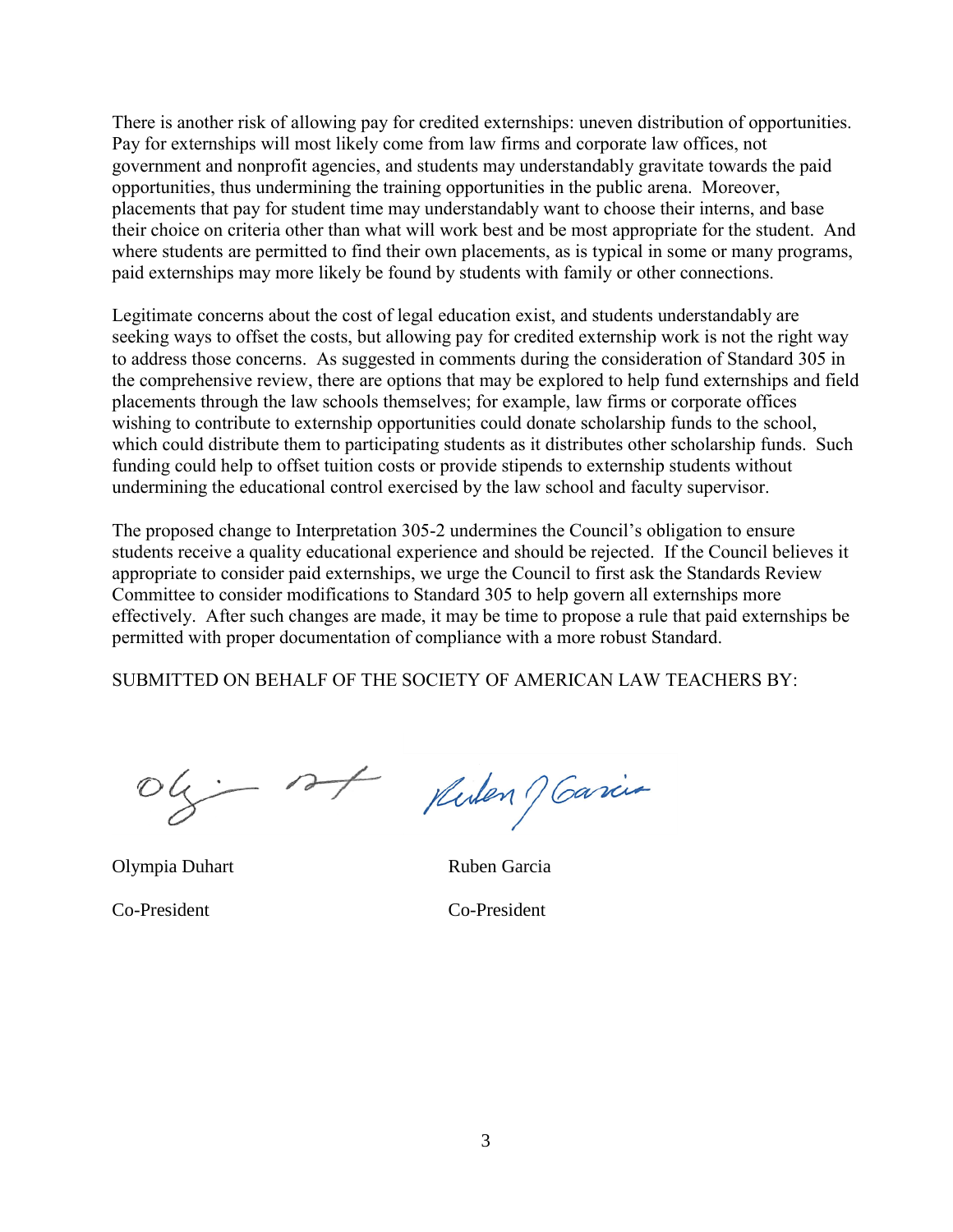There is another risk of allowing pay for credited externships: uneven distribution of opportunities. Pay for externships will most likely come from law firms and corporate law offices, not government and nonprofit agencies, and students may understandably gravitate towards the paid opportunities, thus undermining the training opportunities in the public arena. Moreover, placements that pay for student time may understandably want to choose their interns, and base their choice on criteria other than what will work best and be most appropriate for the student. And where students are permitted to find their own placements, as is typical in some or many programs, paid externships may more likely be found by students with family or other connections.

Legitimate concerns about the cost of legal education exist, and students understandably are seeking ways to offset the costs, but allowing pay for credited externship work is not the right way to address those concerns. As suggested in comments during the consideration of Standard 305 in the comprehensive review, there are options that may be explored to help fund externships and field placements through the law schools themselves; for example, law firms or corporate offices wishing to contribute to externship opportunities could donate scholarship funds to the school, which could distribute them to participating students as it distributes other scholarship funds. Such funding could help to offset tuition costs or provide stipends to externship students without undermining the educational control exercised by the law school and faculty supervisor.

The proposed change to Interpretation 305-2 undermines the Council's obligation to ensure students receive a quality educational experience and should be rejected. If the Council believes it appropriate to consider paid externships, we urge the Council to first ask the Standards Review Committee to consider modifications to Standard 305 to help govern all externships more effectively. After such changes are made, it may be time to propose a rule that paid externships be permitted with proper documentation of compliance with a more robust Standard.

SUBMITTED ON BEHALF OF THE SOCIETY OF AMERICAN LAW TEACHERS BY:

| | |
|---|---|
| Olympia Duhart | Ruben Garcia |
| Co-President | Co-President |